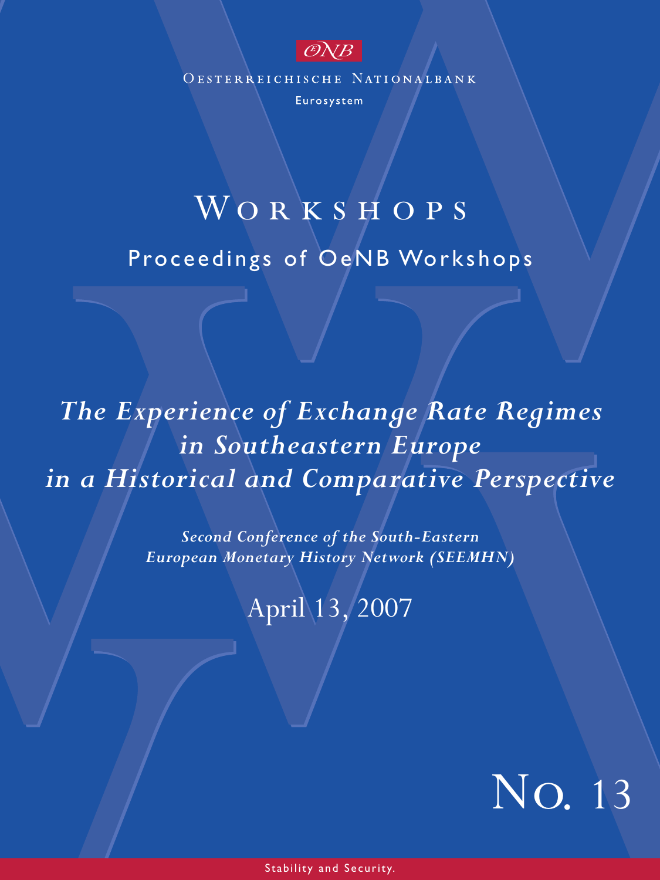OESTERREICHISCHE NATIONALBANK

Eurosystem

# WORKSHOPS

## Proceedings of OeNB Workshops

# *The Experience of Exchange Rate Regimes in Southeastern Europe in a Historical and Comparative Perspective*

***Second Conference of the South-Eastern European Monetary History Network (SEEMHN)***

April 13, 2007

No. 13

Stability and Security.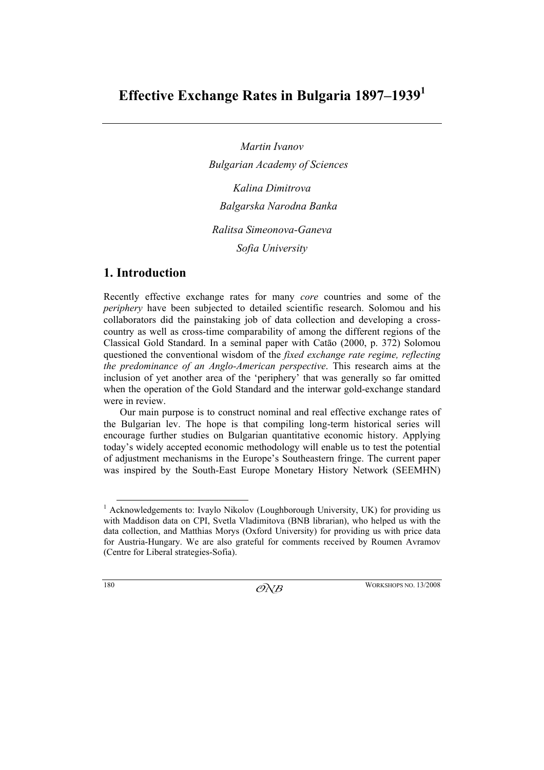# Effective Exchange Rates in Bulgaria 1897–1939[1]

*Martin Ivanov*
*Bulgarian Academy of Sciences*

*Kalina Dimitrova*
*Balgarska Narodna Banka*

*Ralitsa Simeonova-Ganeva*
*Sofia University*

## 1. Introduction

Recently effective exchange rates for many *core* countries and some of the *periphery* have been subjected to detailed scientific research. Solomou and his collaborators did the painstaking job of data collection and developing a cross-country as well as cross-time comparability of among the different regions of the Classical Gold Standard. In a seminal paper with Catão (2000, p. 372) Solomou questioned the conventional wisdom of the *fixed exchange rate regime, reflecting the predominance of an Anglo-American perspective*. This research aims at the inclusion of yet another area of the 'periphery' that was generally so far omitted when the operation of the Gold Standard and the interwar gold-exchange standard were in review.

Our main purpose is to construct nominal and real effective exchange rates of the Bulgarian lev. The hope is that compiling long-term historical series will encourage further studies on Bulgarian quantitative economic history. Applying today's widely accepted economic methodology will enable us to test the potential of adjustment mechanisms in the Europe's Southeastern fringe. The current paper was inspired by the South-East Europe Monetary History Network (SEEMHN)

---

[1] Acknowledgements to: Ivaylo Nikolov (Loughborough University, UK) for providing us with Maddison data on CPI, Svetla Vladimitova (BNB librarian), who helped us with the data collection, and Matthias Morys (Oxford University) for providing us with price data for Austria-Hungary. We are also grateful for comments received by Roumen Avramov (Centre for Liberal strategies-Sofia).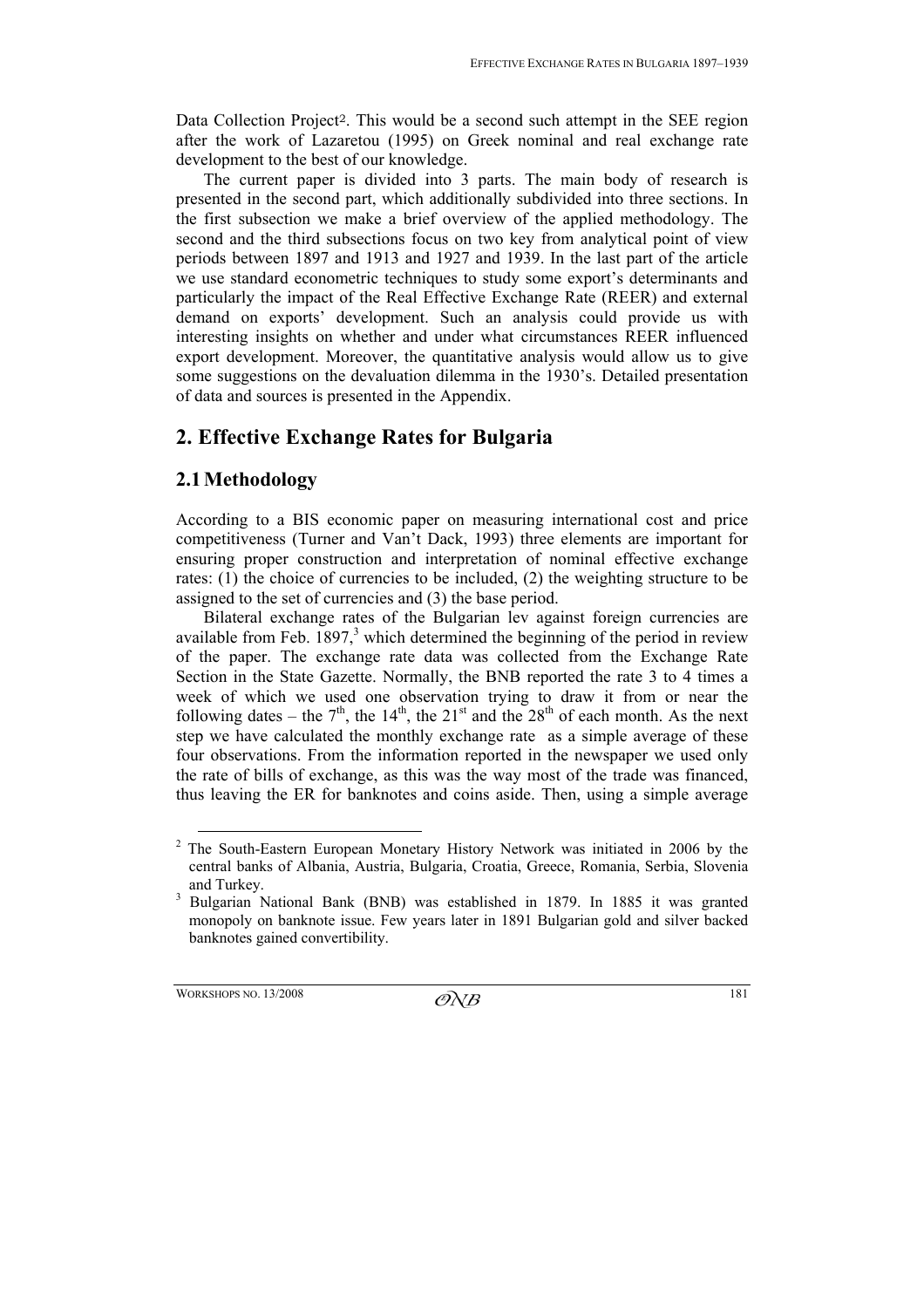Data Collection Project[2]. This would be a second such attempt in the SEE region after the work of Lazaretou (1995) on Greek nominal and real exchange rate development to the best of our knowledge.

The current paper is divided into 3 parts. The main body of research is presented in the second part, which additionally subdivided into three sections. In the first subsection we make a brief overview of the applied methodology. The second and the third subsections focus on two key from analytical point of view periods between 1897 and 1913 and 1927 and 1939. In the last part of the article we use standard econometric techniques to study some export's determinants and particularly the impact of the Real Effective Exchange Rate (REER) and external demand on exports' development. Such an analysis could provide us with interesting insights on whether and under what circumstances REER influenced export development. Moreover, the quantitative analysis would allow us to give some suggestions on the devaluation dilemma in the 1930's. Detailed presentation of data and sources is presented in the Appendix.

## 2. Effective Exchange Rates for Bulgaria

### 2.1 Methodology

According to a BIS economic paper on measuring international cost and price competitiveness (Turner and Van't Dack, 1993) three elements are important for ensuring proper construction and interpretation of nominal effective exchange rates: (1) the choice of currencies to be included, (2) the weighting structure to be assigned to the set of currencies and (3) the base period.

Bilateral exchange rates of the Bulgarian lev against foreign currencies are available from Feb. 1897,[3] which determined the beginning of the period in review of the paper. The exchange rate data was collected from the Exchange Rate Section in the State Gazette. Normally, the BNB reported the rate 3 to 4 times a week of which we used one observation trying to draw it from or near the following dates – the 7th, the 14th, the 21st and the 28th of each month. As the next step we have calculated the monthly exchange rate as a simple average of these four observations. From the information reported in the newspaper we used only the rate of bills of exchange, as this was the way most of the trade was financed, thus leaving the ER for banknotes and coins aside. Then, using a simple average

---

[2] The South-Eastern European Monetary History Network was initiated in 2006 by the central banks of Albania, Austria, Bulgaria, Croatia, Greece, Romania, Serbia, Slovenia and Turkey.

[3] Bulgarian National Bank (BNB) was established in 1879. In 1885 it was granted monopoly on banknote issue. Few years later in 1891 Bulgarian gold and silver backed banknotes gained convertibility.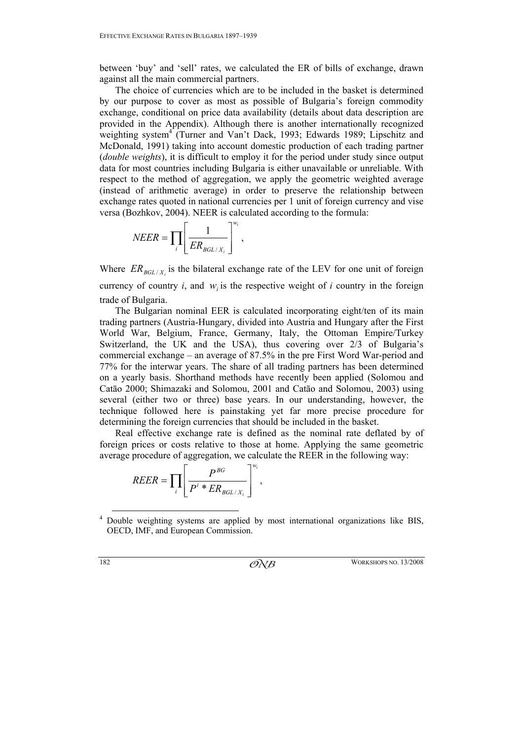between 'buy' and 'sell' rates, we calculated the ER of bills of exchange, drawn against all the main commercial partners.

The choice of currencies which are to be included in the basket is determined by our purpose to cover as most as possible of Bulgaria's foreign commodity exchange, conditional on price data availability (details about data description are provided in the Appendix). Although there is another internationally recognized weighting system[4] (Turner and Van't Dack, 1993; Edwards 1989; Lipschitz and McDonald, 1991) taking into account domestic production of each trading partner (*double weights*), it is difficult to employ it for the period under study since output data for most countries including Bulgaria is either unavailable or unreliable. With respect to the method of aggregation, we apply the geometric weighted average (instead of arithmetic average) in order to preserve the relationship between exchange rates quoted in national currencies per 1 unit of foreign currency and vise versa (Bozhkov, 2004). NEER is calculated according to the formula:

$$NEER = \prod_i \left[ \frac{1}{ER_{BGL/X_i}} \right]^{w_i},$$

Where $ER_{BGL/X_i}$ is the bilateral exchange rate of the LEV for one unit of foreign currency of country *i*, and $w_i$ is the respective weight of *i* country in the foreign trade of Bulgaria.

The Bulgarian nominal EER is calculated incorporating eight/ten of its main trading partners (Austria-Hungary, divided into Austria and Hungary after the First World War, Belgium, France, Germany, Italy, the Ottoman Empire/Turkey Switzerland, the UK and the USA), thus covering over 2/3 of Bulgaria's commercial exchange – an average of 87.5% in the pre First Word War-period and 77% for the interwar years. The share of all trading partners has been determined on a yearly basis. Shorthand methods have recently been applied (Solomou and Catão 2000; Shimazaki and Solomou, 2001 and Catão and Solomou, 2003) using several (either two or three) base years. In our understanding, however, the technique followed here is painstaking yet far more precise procedure for determining the foreign currencies that should be included in the basket.

Real effective exchange rate is defined as the nominal rate deflated by of foreign prices or costs relative to those at home. Applying the same geometric average procedure of aggregation, we calculate the REER in the following way:

$$REER = \prod_i \left[ \frac{P^{BG}}{P^i * ER_{BGL/X_i}} \right]^{w_i},$$

[4] Double weighting systems are applied by most international organizations like BIS, OECD, IMF, and European Commission.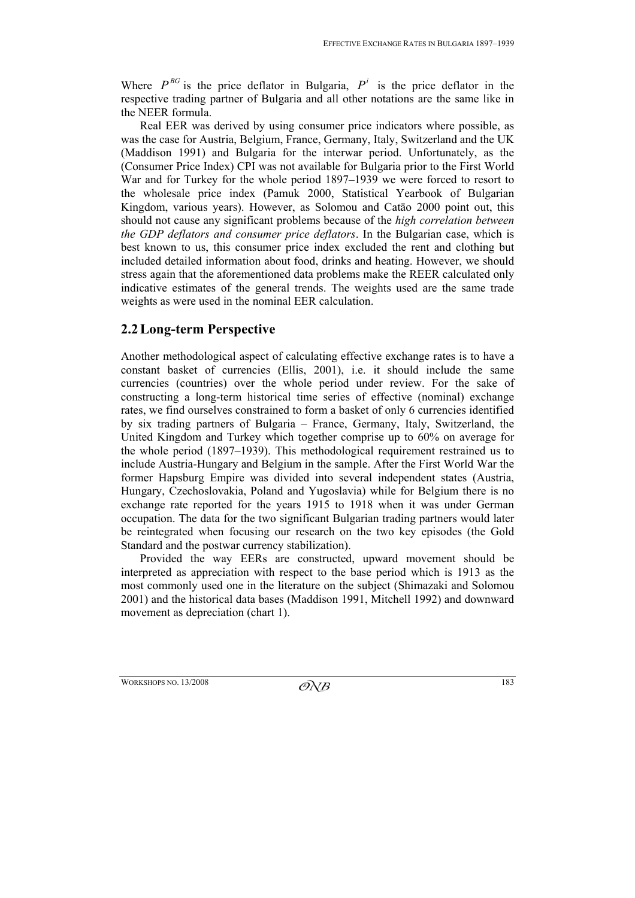Where $P^{BG}$ is the price deflator in Bulgaria, $P^{i}$ is the price deflator in the respective trading partner of Bulgaria and all other notations are the same like in the NEER formula.

Real EER was derived by using consumer price indicators where possible, as was the case for Austria, Belgium, France, Germany, Italy, Switzerland and the UK (Maddison 1991) and Bulgaria for the interwar period. Unfortunately, as the (Consumer Price Index) CPI was not available for Bulgaria prior to the First World War and for Turkey for the whole period 1897–1939 we were forced to resort to the wholesale price index (Pamuk 2000, Statistical Yearbook of Bulgarian Kingdom, various years). However, as Solomou and Catão 2000 point out, this should not cause any significant problems because of the *high correlation between the GDP deflators and consumer price deflators*. In the Bulgarian case, which is best known to us, this consumer price index excluded the rent and clothing but included detailed information about food, drinks and heating. However, we should stress again that the aforementioned data problems make the REER calculated only indicative estimates of the general trends. The weights used are the same trade weights as were used in the nominal EER calculation.

## 2.2 Long-term Perspective

Another methodological aspect of calculating effective exchange rates is to have a constant basket of currencies (Ellis, 2001), i.e. it should include the same currencies (countries) over the whole period under review. For the sake of constructing a long-term historical time series of effective (nominal) exchange rates, we find ourselves constrained to form a basket of only 6 currencies identified by six trading partners of Bulgaria – France, Germany, Italy, Switzerland, the United Kingdom and Turkey which together comprise up to 60% on average for the whole period (1897–1939). This methodological requirement restrained us to include Austria-Hungary and Belgium in the sample. After the First World War the former Hapsburg Empire was divided into several independent states (Austria, Hungary, Czechoslovakia, Poland and Yugoslavia) while for Belgium there is no exchange rate reported for the years 1915 to 1918 when it was under German occupation. The data for the two significant Bulgarian trading partners would later be reintegrated when focusing our research on the two key episodes (the Gold Standard and the postwar currency stabilization).

Provided the way EERs are constructed, upward movement should be interpreted as appreciation with respect to the base period which is 1913 as the most commonly used one in the literature on the subject (Shimazaki and Solomou 2001) and the historical data bases (Maddison 1991, Mitchell 1992) and downward movement as depreciation (chart 1).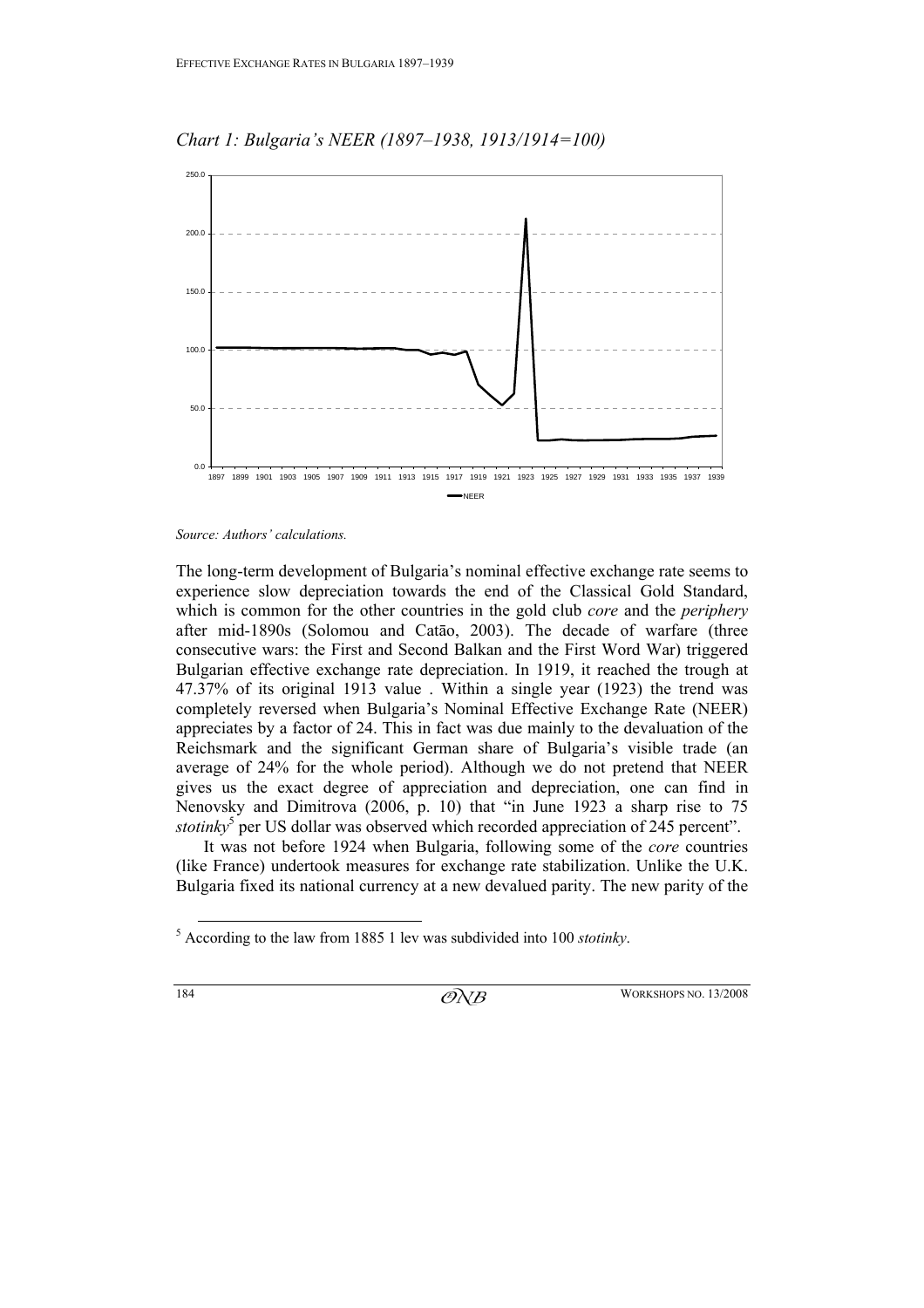*Chart 1: Bulgaria's NEER (1897–1938, 1913/1914=100)*

*Source: Authors' calculations.*

The long-term development of Bulgaria's nominal effective exchange rate seems to experience slow depreciation towards the end of the Classical Gold Standard, which is common for the other countries in the gold club *core* and the *periphery* after mid-1890s (Solomou and Catão, 2003). The decade of warfare (three consecutive wars: the First and Second Balkan and the First Word War) triggered Bulgarian effective exchange rate depreciation. In 1919, it reached the trough at 47.37% of its original 1913 value . Within a single year (1923) the trend was completely reversed when Bulgaria's Nominal Effective Exchange Rate (NEER) appreciates by a factor of 24. This in fact was due mainly to the devaluation of the Reichsmark and the significant German share of Bulgaria's visible trade (an average of 24% for the whole period). Although we do not pretend that NEER gives us the exact degree of appreciation and depreciation, one can find in Nenovsky and Dimitrova (2006, p. 10) that "in June 1923 a sharp rise to 75 *stotinky*[5] per US dollar was observed which recorded appreciation of 245 percent".

It was not before 1924 when Bulgaria, following some of the *core* countries (like France) undertook measures for exchange rate stabilization. Unlike the U.K. Bulgaria fixed its national currency at a new devalued parity. The new parity of the

[5] According to the law from 1885 1 lev was subdivided into 100 *stotinky*.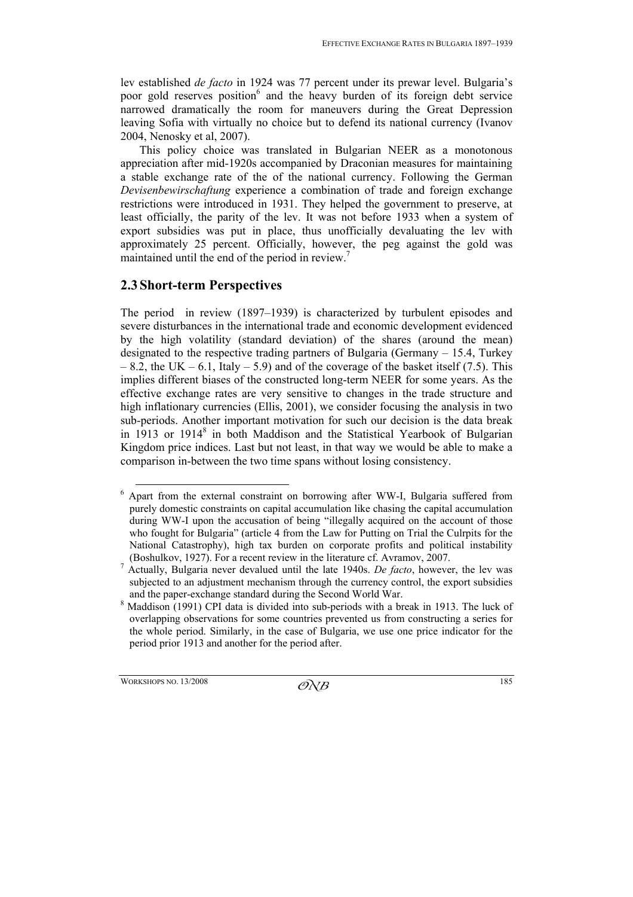lev established *de facto* in 1924 was 77 percent under its prewar level. Bulgaria's poor gold reserves position[6] and the heavy burden of its foreign debt service narrowed dramatically the room for maneuvers during the Great Depression leaving Sofia with virtually no choice but to defend its national currency (Ivanov 2004, Nenosky et al, 2007).

This policy choice was translated in Bulgarian NEER as a monotonous appreciation after mid-1920s accompanied by Draconian measures for maintaining a stable exchange rate of the of the national currency. Following the German *Devisenbewirschaftung* experience a combination of trade and foreign exchange restrictions were introduced in 1931. They helped the government to preserve, at least officially, the parity of the lev. It was not before 1933 when a system of export subsidies was put in place, thus unofficially devaluating the lev with approximately 25 percent. Officially, however, the peg against the gold was maintained until the end of the period in review.[7]

## 2.3 Short-term Perspectives

The period in review (1897–1939) is characterized by turbulent episodes and severe disturbances in the international trade and economic development evidenced by the high volatility (standard deviation) of the shares (around the mean) designated to the respective trading partners of Bulgaria (Germany – 15.4, Turkey – 8.2, the UK – 6.1, Italy – 5.9) and of the coverage of the basket itself (7.5). This implies different biases of the constructed long-term NEER for some years. As the effective exchange rates are very sensitive to changes in the trade structure and high inflationary currencies (Ellis, 2001), we consider focusing the analysis in two sub-periods. Another important motivation for such our decision is the data break in 1913 or 1914[8] in both Maddison and the Statistical Yearbook of Bulgarian Kingdom price indices. Last but not least, in that way we would be able to make a comparison in-between the two time spans without losing consistency.

[6] Apart from the external constraint on borrowing after WW-I, Bulgaria suffered from purely domestic constraints on capital accumulation like chasing the capital accumulation during WW-I upon the accusation of being "illegally acquired on the account of those who fought for Bulgaria" (article 4 from the Law for Putting on Trial the Culrpits for the National Catastrophy), high tax burden on corporate profits and political instability (Boshulkov, 1927). For a recent review in the literature cf. Avramov, 2007.

[7] Actually, Bulgaria never devalued until the late 1940s. *De facto*, however, the lev was subjected to an adjustment mechanism through the currency control, the export subsidies and the paper-exchange standard during the Second World War.

[8] Maddison (1991) CPI data is divided into sub-periods with a break in 1913. The luck of overlapping observations for some countries prevented us from constructing a series for the whole period. Similarly, in the case of Bulgaria, we use one price indicator for the period prior 1913 and another for the period after.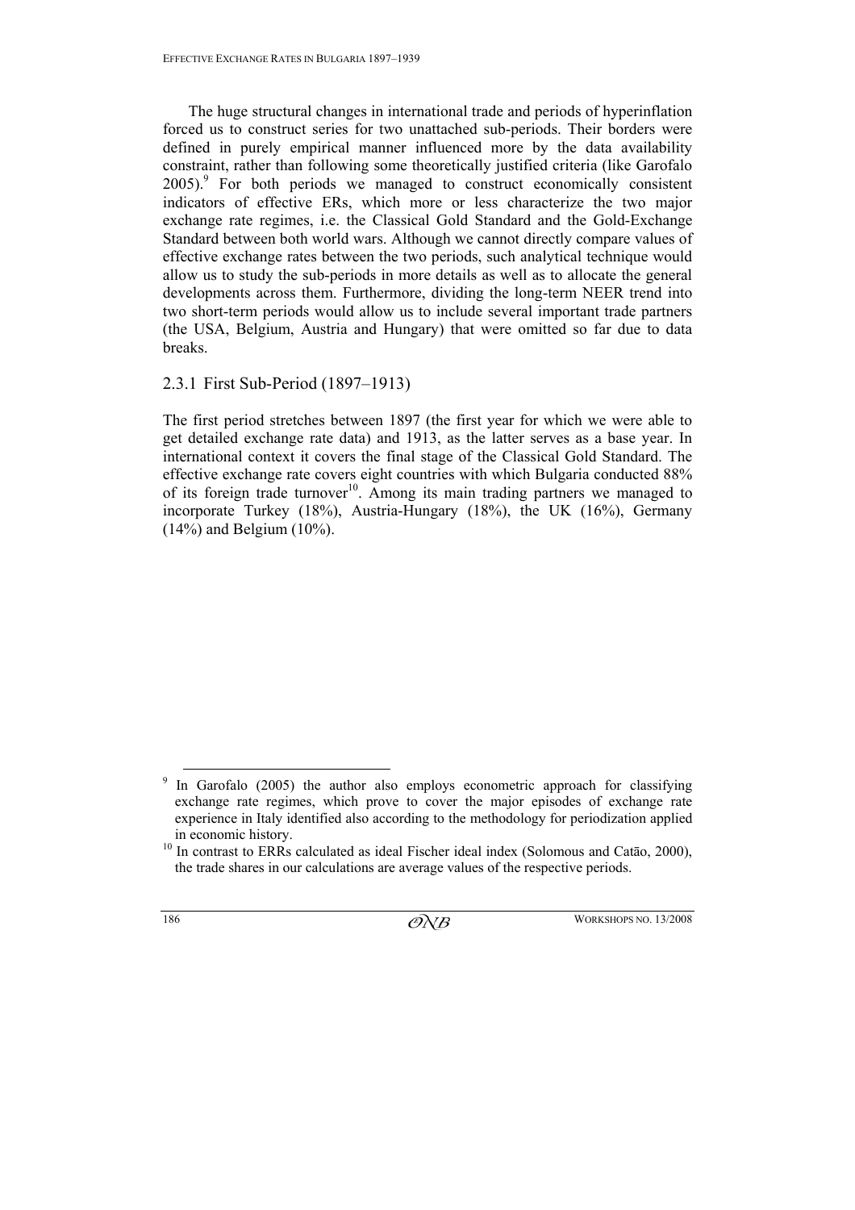The huge structural changes in international trade and periods of hyperinflation forced us to construct series for two unattached sub-periods. Their borders were defined in purely empirical manner influenced more by the data availability constraint, rather than following some theoretically justified criteria (like Garofalo 2005).[9] For both periods we managed to construct economically consistent indicators of effective ERs, which more or less characterize the two major exchange rate regimes, i.e. the Classical Gold Standard and the Gold-Exchange Standard between both world wars. Although we cannot directly compare values of effective exchange rates between the two periods, such analytical technique would allow us to study the sub-periods in more details as well as to allocate the general developments across them. Furthermore, dividing the long-term NEER trend into two short-term periods would allow us to include several important trade partners (the USA, Belgium, Austria and Hungary) that were omitted so far due to data breaks.

### 2.3.1 First Sub-Period (1897–1913)

The first period stretches between 1897 (the first year for which we were able to get detailed exchange rate data) and 1913, as the latter serves as a base year. In international context it covers the final stage of the Classical Gold Standard. The effective exchange rate covers eight countries with which Bulgaria conducted 88% of its foreign trade turnover[10]. Among its main trading partners we managed to incorporate Turkey (18%), Austria-Hungary (18%), the UK (16%), Germany (14%) and Belgium (10%).

---

[9] In Garofalo (2005) the author also employs econometric approach for classifying exchange rate regimes, which prove to cover the major episodes of exchange rate experience in Italy identified also according to the methodology for periodization applied in economic history.

[10] In contrast to ERRs calculated as ideal Fischer ideal index (Solomous and Catão, 2000), the trade shares in our calculations are average values of the respective periods.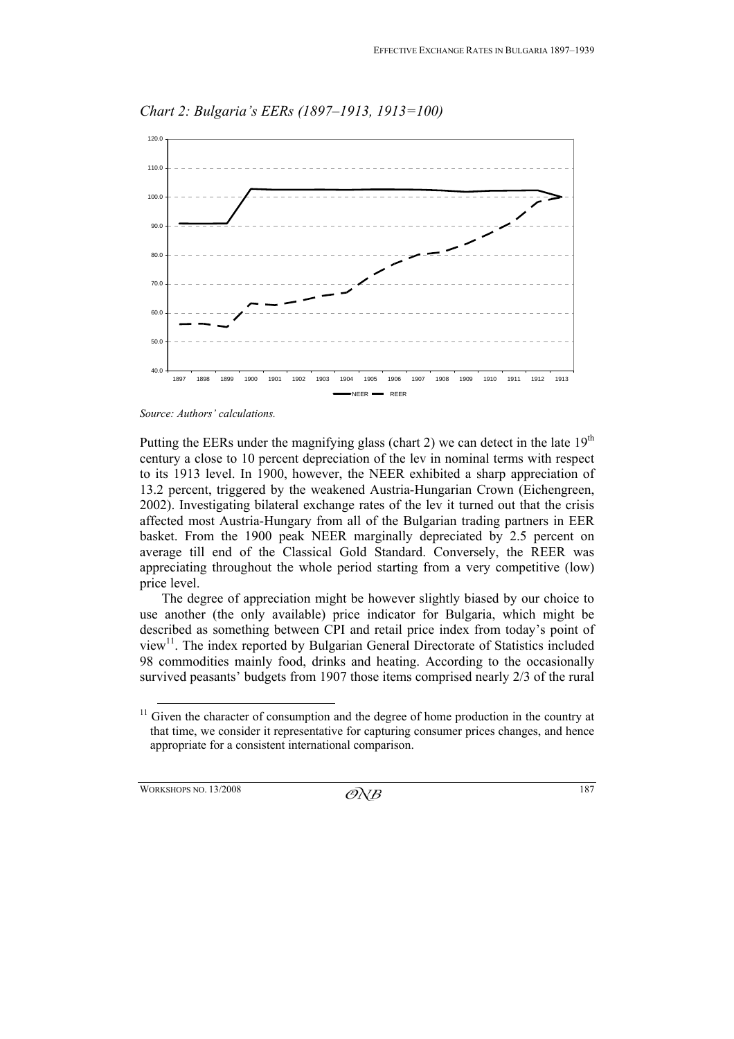*Chart 2: Bulgaria's EERs (1897–1913, 1913=100)*

*Source: Authors' calculations.*

Putting the EERs under the magnifying glass (chart 2) we can detect in the late 19[th] century a close to 10 percent depreciation of the lev in nominal terms with respect to its 1913 level. In 1900, however, the NEER exhibited a sharp appreciation of 13.2 percent, triggered by the weakened Austria-Hungarian Crown (Eichengreen, 2002). Investigating bilateral exchange rates of the lev it turned out that the crisis affected most Austria-Hungary from all of the Bulgarian trading partners in EER basket. From the 1900 peak NEER marginally depreciated by 2.5 percent on average till end of the Classical Gold Standard. Conversely, the REER was appreciating throughout the whole period starting from a very competitive (low) price level.

The degree of appreciation might be however slightly biased by our choice to use another (the only available) price indicator for Bulgaria, which might be described as something between CPI and retail price index from today's point of view[11]. The index reported by Bulgarian General Directorate of Statistics included 98 commodities mainly food, drinks and heating. According to the occasionally survived peasants' budgets from 1907 those items comprised nearly 2/3 of the rural

[11] Given the character of consumption and the degree of home production in the country at that time, we consider it representative for capturing consumer prices changes, and hence appropriate for a consistent international comparison.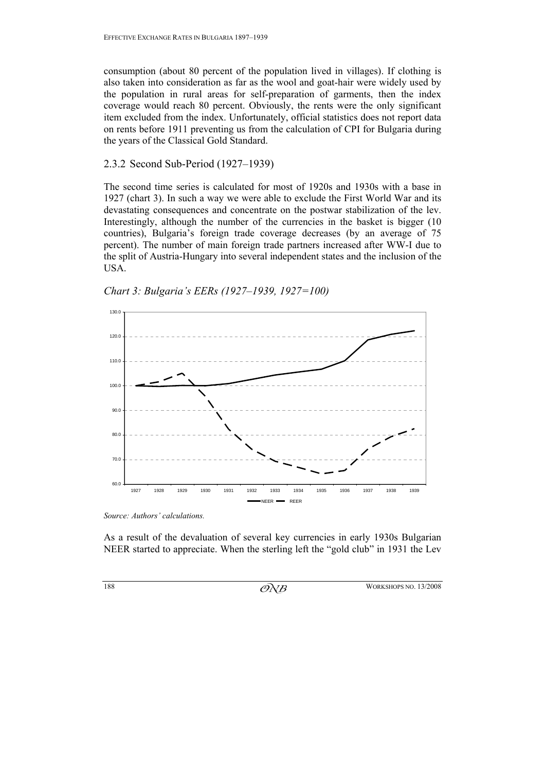consumption (about 80 percent of the population lived in villages). If clothing is also taken into consideration as far as the wool and goat-hair were widely used by the population in rural areas for self-preparation of garments, then the index coverage would reach 80 percent. Obviously, the rents were the only significant item excluded from the index. Unfortunately, official statistics does not report data on rents before 1911 preventing us from the calculation of CPI for Bulgaria during the years of the Classical Gold Standard.

### 2.3.2 Second Sub-Period (1927–1939)

The second time series is calculated for most of 1920s and 1930s with a base in 1927 (chart 3). In such a way we were able to exclude the First World War and its devastating consequences and concentrate on the postwar stabilization of the lev. Interestingly, although the number of the currencies in the basket is bigger (10 countries), Bulgaria's foreign trade coverage decreases (by an average of 75 percent). The number of main foreign trade partners increased after WW-I due to the split of Austria-Hungary into several independent states and the inclusion of the USA.

*Chart 3: Bulgaria's EERs (1927–1939, 1927=100)*

*Source: Authors' calculations.*

As a result of the devaluation of several key currencies in early 1930s Bulgarian NEER started to appreciate. When the sterling left the "gold club" in 1931 the Lev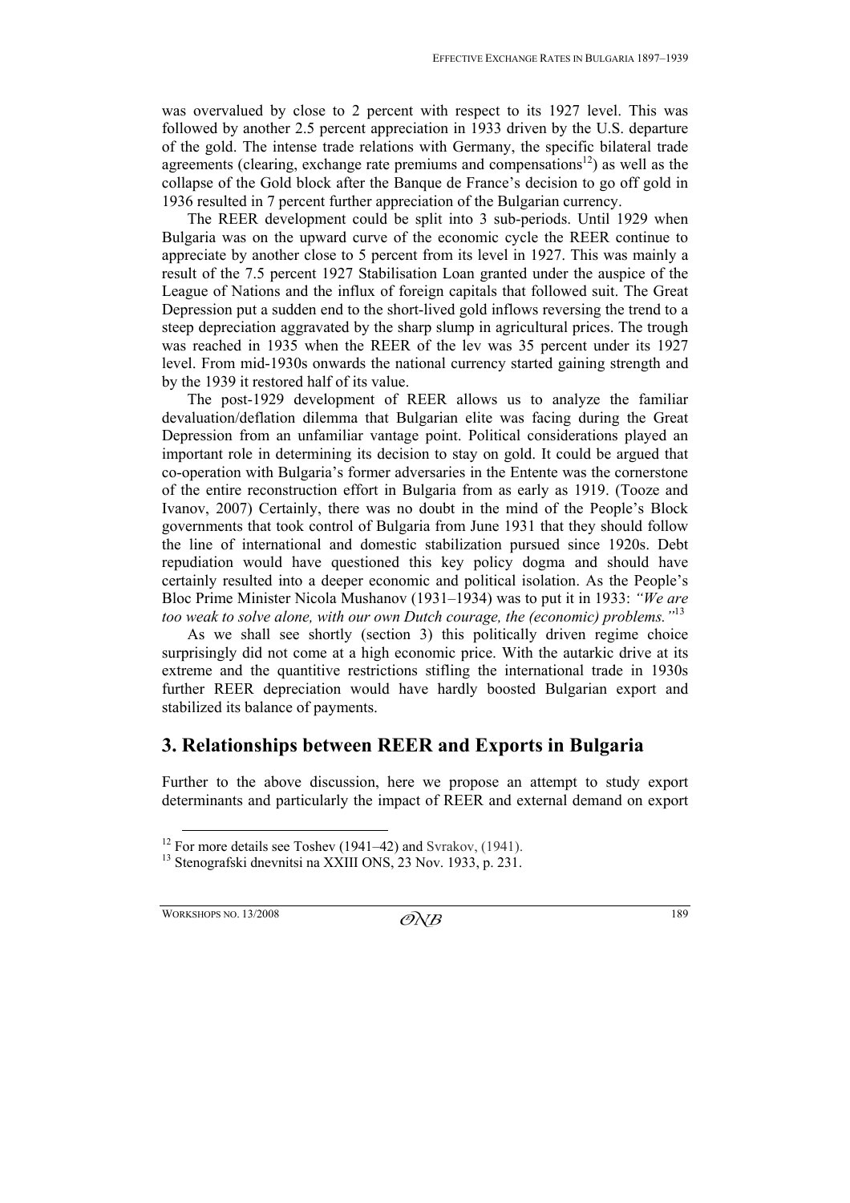was overvalued by close to 2 percent with respect to its 1927 level. This was followed by another 2.5 percent appreciation in 1933 driven by the U.S. departure of the gold. The intense trade relations with Germany, the specific bilateral trade agreements (clearing, exchange rate premiums and compensations[12]) as well as the collapse of the Gold block after the Banque de France's decision to go off gold in 1936 resulted in 7 percent further appreciation of the Bulgarian currency.

The REER development could be split into 3 sub-periods. Until 1929 when Bulgaria was on the upward curve of the economic cycle the REER continue to appreciate by another close to 5 percent from its level in 1927. This was mainly a result of the 7.5 percent 1927 Stabilisation Loan granted under the auspice of the League of Nations and the influx of foreign capitals that followed suit. The Great Depression put a sudden end to the short-lived gold inflows reversing the trend to a steep depreciation aggravated by the sharp slump in agricultural prices. The trough was reached in 1935 when the REER of the lev was 35 percent under its 1927 level. From mid-1930s onwards the national currency started gaining strength and by the 1939 it restored half of its value.

The post-1929 development of REER allows us to analyze the familiar devaluation/deflation dilemma that Bulgarian elite was facing during the Great Depression from an unfamiliar vantage point. Political considerations played an important role in determining its decision to stay on gold. It could be argued that co-operation with Bulgaria's former adversaries in the Entente was the cornerstone of the entire reconstruction effort in Bulgaria from as early as 1919. (Tooze and Ivanov, 2007) Certainly, there was no doubt in the mind of the People's Block governments that took control of Bulgaria from June 1931 that they should follow the line of international and domestic stabilization pursued since 1920s. Debt repudiation would have questioned this key policy dogma and should have certainly resulted into a deeper economic and political isolation. As the People's Bloc Prime Minister Nicola Mushanov (1931–1934) was to put it in 1933: *"We are too weak to solve alone, with our own Dutch courage, the (economic) problems."*[13]

As we shall see shortly (section 3) this politically driven regime choice surprisingly did not come at a high economic price. With the autarkic drive at its extreme and the quantitive restrictions stifling the international trade in 1930s further REER depreciation would have hardly boosted Bulgarian export and stabilized its balance of payments.

## 3. Relationships between REER and Exports in Bulgaria

Further to the above discussion, here we propose an attempt to study export determinants and particularly the impact of REER and external demand on export

[12] For more details see Toshev (1941–42) and Svrakov, (1941).

[13] Stenografski dnevnitsi na XXIII ONS, 23 Nov. 1933, p. 231.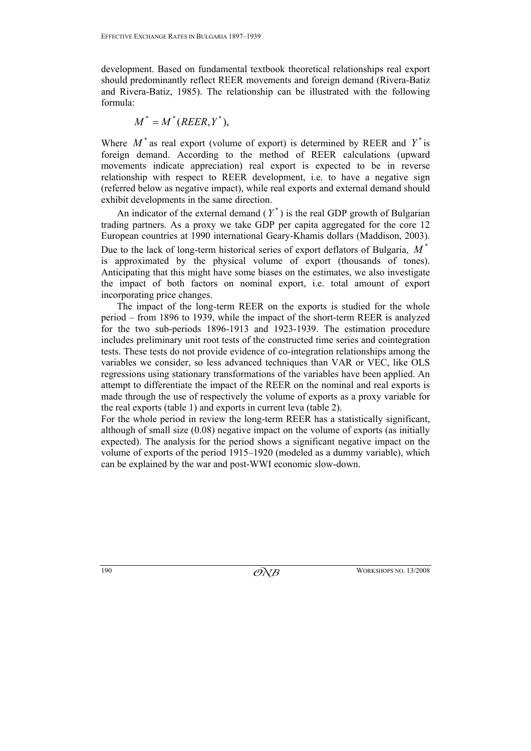development. Based on fundamental textbook theoretical relationships real export should predominantly reflect REER movements and foreign demand (Rivera-Batiz and Rivera-Batiz, 1985). The relationship can be illustrated with the following formula:

$$M^* = M^*(REER, Y^*),$$

Where $M^*$ as real export (volume of export) is determined by REER and $Y^*$ is foreign demand. According to the method of REER calculations (upward movements indicate appreciation) real export is expected to be in reverse relationship with respect to REER development, i.e. to have a negative sign (referred below as negative impact), while real exports and external demand should exhibit developments in the same direction.

An indicator of the external demand ($Y^*$) is the real GDP growth of Bulgarian trading partners. As a proxy we take GDP per capita aggregated for the core 12 European countries at 1990 international Geary-Khamis dollars (Maddison, 2003). Due to the lack of long-term historical series of export deflators of Bulgaria, $M^*$ is approximated by the physical volume of export (thousands of tones). Anticipating that this might have some biases on the estimates, we also investigate the impact of both factors on nominal export, i.e. total amount of export incorporating price changes.

The impact of the long-term REER on the exports is studied for the whole period – from 1896 to 1939, while the impact of the short-term REER is analyzed for the two sub-periods 1896-1913 and 1923-1939. The estimation procedure includes preliminary unit root tests of the constructed time series and cointegration tests. These tests do not provide evidence of co-integration relationships among the variables we consider, so less advanced techniques than VAR or VEC, like OLS regressions using stationary transformations of the variables have been applied. An attempt to differentiate the impact of the REER on the nominal and real exports is made through the use of respectively the volume of exports as a proxy variable for the real exports (table 1) and exports in current leva (table 2).

For the whole period in review the long-term REER has a statistically significant, although of small size (0.08) negative impact on the volume of exports (as initially expected). The analysis for the period shows a significant negative impact on the volume of exports of the period 1915–1920 (modeled as a dummy variable), which can be explained by the war and post-WWI economic slow-down.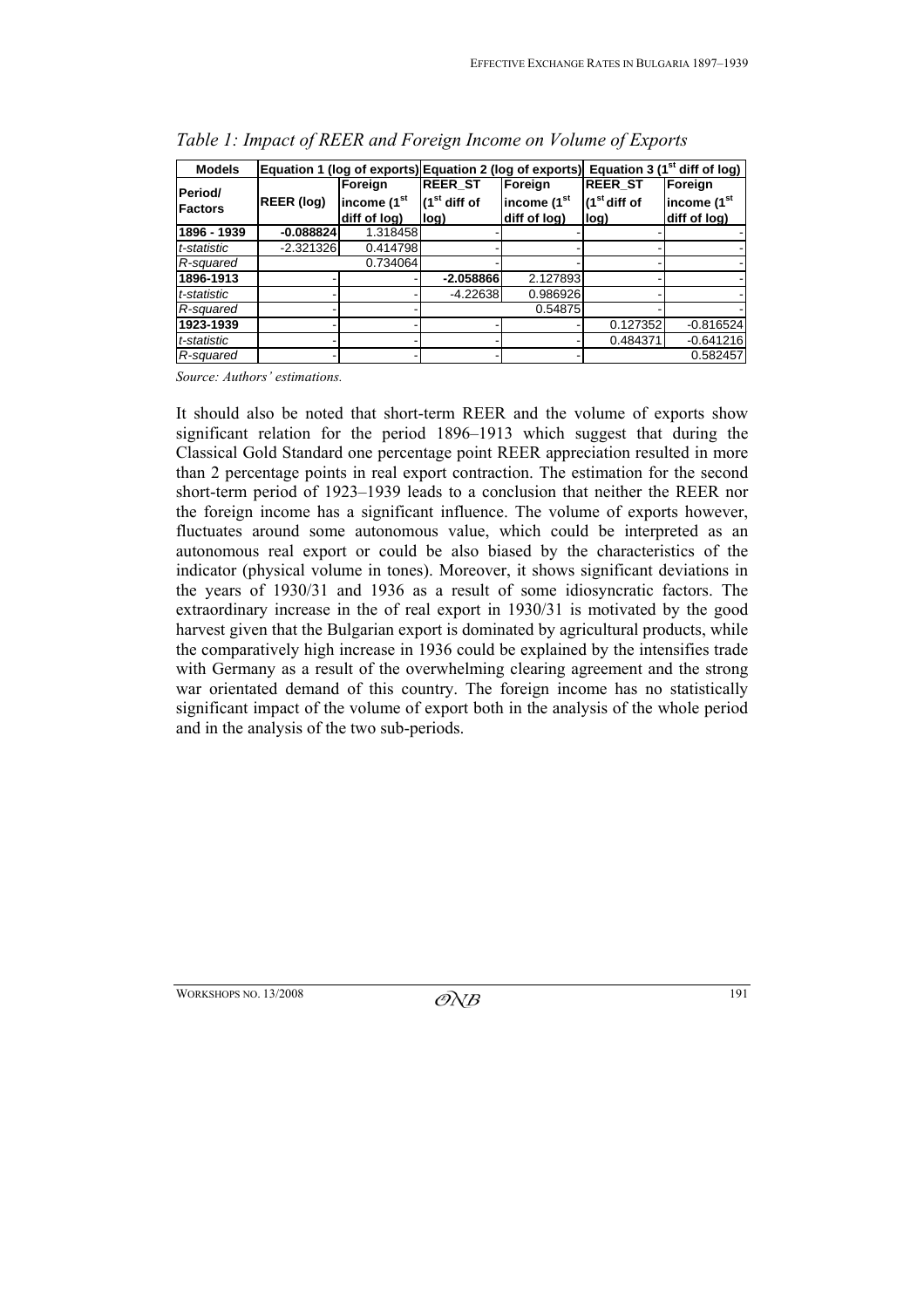*Table 1: Impact of REER and Foreign Income on Volume of Exports*

| Models | Equation 1 (log of exports) | | Equation 2 (log of exports) | | Equation 3 ($1^{st}$ diff of log) | |
|---|---|---|---|---|---|---|
| Period/ Factors | REER (log) | Foreign income ($1^{st}$ diff of log) | REER_ST ($1^{st}$ diff of log) | Foreign income ($1^{st}$ diff of log) | REER_ST ($1^{st}$ diff of log) | Foreign income ($1^{st}$ diff of log) |
| **1896 - 1939** | **-0.088824** | 1.318458 | - | - | - | - |
| *t-statistic* | -2.321326 | 0.414798 | - | - | - | - |
| *R-squared* | | 0.734064 | - | - | - | - |
| **1896-1913** | - | - | **-2.058866** | 2.127893 | - | - |
| *t-statistic* | - | - | -4.22638 | 0.986926 | - | - |
| *R-squared* | - | - | | 0.54875 | - | - |
| **1923-1939** | - | - | - | - | 0.127352 | -0.816524 |
| *t-statistic* | - | - | - | - | 0.484371 | -0.641216 |
| *R-squared* | - | - | - | - | | 0.582457 |

*Source: Authors' estimations.*

It should also be noted that short-term REER and the volume of exports show significant relation for the period 1896–1913 which suggest that during the Classical Gold Standard one percentage point REER appreciation resulted in more than 2 percentage points in real export contraction. The estimation for the second short-term period of 1923–1939 leads to a conclusion that neither the REER nor the foreign income has a significant influence. The volume of exports however, fluctuates around some autonomous value, which could be interpreted as an autonomous real export or could be also biased by the characteristics of the indicator (physical volume in tones). Moreover, it shows significant deviations in the years of 1930/31 and 1936 as a result of some idiosyncratic factors. The extraordinary increase in the of real export in 1930/31 is motivated by the good harvest given that the Bulgarian export is dominated by agricultural products, while the comparatively high increase in 1936 could be explained by the intensifies trade with Germany as a result of the overwhelming clearing agreement and the strong war orientated demand of this country. The foreign income has no statistically significant impact of the volume of export both in the analysis of the whole period and in the analysis of the two sub-periods.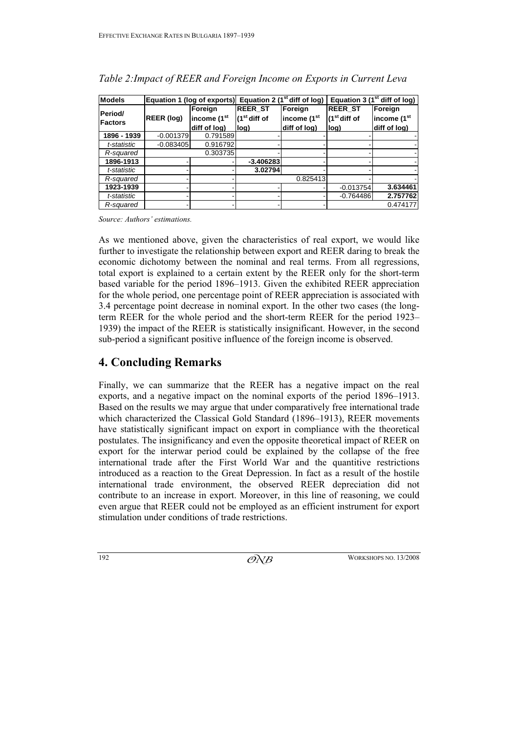*Table 2:Impact of REER and Foreign Income on Exports in Current Leva*

| Models | Equation 1 (log of exports) | | Equation 2 (1st diff of log) | | Equation 3 (1st diff of log) | |
|---|---|---|---|---|---|---|
| Period/ Factors | REER (log) | Foreign income (1st diff of log) | REER_ST (1st diff of log) | Foreign income (1st diff of log) | REER_ST (1st diff of log) | Foreign income (1st diff of log) |
| **1896 - 1939** | -0.001379 | 0.791589 | - | - | - | - |
| *t-statistic* | -0.083405 | 0.916792 | - | - | - | - |
| *R-squared* | | 0.303735 | - | - | - | - |
| **1896-1913** | - | - | **-3.406283** | - | - | - |
| *t-statistic* | - | - | **3.02794** | - | - | - |
| *R-squared* | - | - | | 0.825413 | - | - |
| **1923-1939** | - | - | - | - | -0.013754 | **3.634461** |
| *t-statistic* | - | - | - | - | -0.764486 | **2.757762** |
| *R-squared* | - | - | - | - | | 0.474177 |

*Source: Authors' estimations.*

As we mentioned above, given the characteristics of real export, we would like further to investigate the relationship between export and REER daring to break the economic dichotomy between the nominal and real terms. From all regressions, total export is explained to a certain extent by the REER only for the short-term based variable for the period 1896–1913. Given the exhibited REER appreciation for the whole period, one percentage point of REER appreciation is associated with 3.4 percentage point decrease in nominal export. In the other two cases (the long-term REER for the whole period and the short-term REER for the period 1923–1939) the impact of the REER is statistically insignificant. However, in the second sub-period a significant positive influence of the foreign income is observed.

## 4. Concluding Remarks

Finally, we can summarize that the REER has a negative impact on the real exports, and a negative impact on the nominal exports of the period 1896–1913. Based on the results we may argue that under comparatively free international trade which characterized the Classical Gold Standard (1896–1913), REER movements have statistically significant impact on export in compliance with the theoretical postulates. The insignificancy and even the opposite theoretical impact of REER on export for the interwar period could be explained by the collapse of the free international trade after the First World War and the quantitive restrictions introduced as a reaction to the Great Depression. In fact as a result of the hostile international trade environment, the observed REER depreciation did not contribute to an increase in export. Moreover, in this line of reasoning, we could even argue that REER could not be employed as an efficient instrument for export stimulation under conditions of trade restrictions.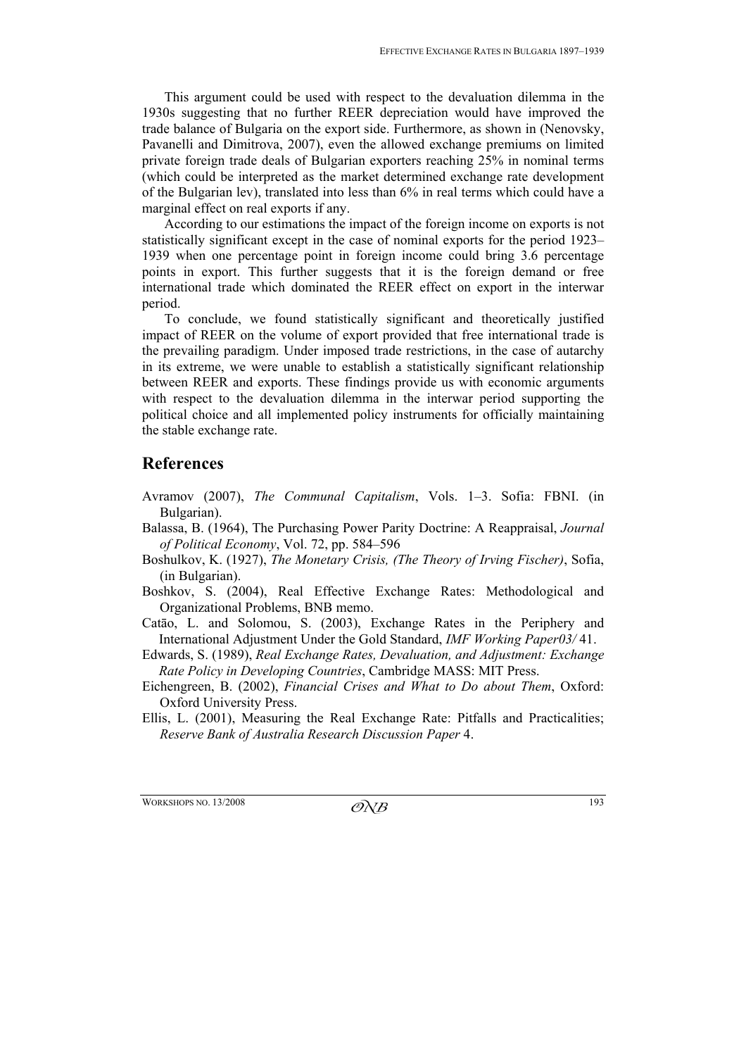This argument could be used with respect to the devaluation dilemma in the 1930s suggesting that no further REER depreciation would have improved the trade balance of Bulgaria on the export side. Furthermore, as shown in (Nenovsky, Pavanelli and Dimitrova, 2007), even the allowed exchange premiums on limited private foreign trade deals of Bulgarian exporters reaching 25% in nominal terms (which could be interpreted as the market determined exchange rate development of the Bulgarian lev), translated into less than 6% in real terms which could have a marginal effect on real exports if any.

According to our estimations the impact of the foreign income on exports is not statistically significant except in the case of nominal exports for the period 1923–1939 when one percentage point in foreign income could bring 3.6 percentage points in export. This further suggests that it is the foreign demand or free international trade which dominated the REER effect on export in the interwar period.

To conclude, we found statistically significant and theoretically justified impact of REER on the volume of export provided that free international trade is the prevailing paradigm. Under imposed trade restrictions, in the case of autarchy in its extreme, we were unable to establish a statistically significant relationship between REER and exports. These findings provide us with economic arguments with respect to the devaluation dilemma in the interwar period supporting the political choice and all implemented policy instruments for officially maintaining the stable exchange rate.

## References

Avramov (2007), *The Communal Capitalism*, Vols. 1–3. Sofia: FBNI. (in Bulgarian).

Balassa, B. (1964), The Purchasing Power Parity Doctrine: A Reappraisal, *Journal of Political Economy*, Vol. 72, pp. 584–596

Boshulkov, K. (1927), *The Monetary Crisis, (The Theory of Irving Fischer)*, Sofia, (in Bulgarian).

Boshkov, S. (2004), Real Effective Exchange Rates: Methodological and Organizational Problems, BNB memo.

Catão, L. and Solomou, S. (2003), Exchange Rates in the Periphery and International Adjustment Under the Gold Standard, *IMF Working Paper03/* 41.

Edwards, S. (1989), *Real Exchange Rates, Devaluation, and Adjustment: Exchange Rate Policy in Developing Countries*, Cambridge MASS: MIT Press.

Eichengreen, B. (2002), *Financial Crises and What to Do about Them*, Oxford: Oxford University Press.

Ellis, L. (2001), Measuring the Real Exchange Rate: Pitfalls and Practicalities; *Reserve Bank of Australia Research Discussion Paper* 4.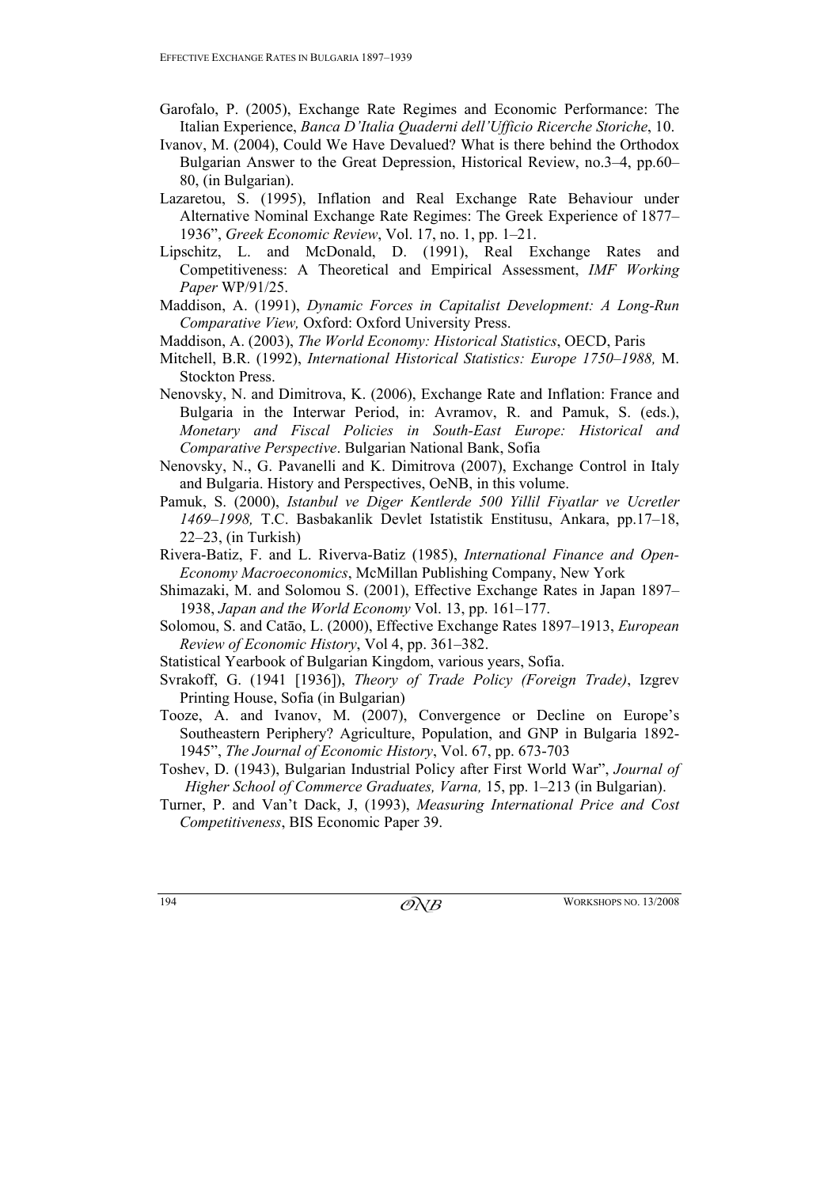Garofalo, P. (2005), Exchange Rate Regimes and Economic Performance: The Italian Experience, *Banca D'Italia Quaderni dell'Ufficio Ricerche Storiche*, 10.

Ivanov, M. (2004), Could We Have Devalued? What is there behind the Orthodox Bulgarian Answer to the Great Depression, Historical Review, no.3–4, pp.60–80, (in Bulgarian).

Lazaretou, S. (1995), Inflation and Real Exchange Rate Behaviour under Alternative Nominal Exchange Rate Regimes: The Greek Experience of 1877–1936", *Greek Economic Review*, Vol. 17, no. 1, pp. 1–21.

Lipschitz, L. and McDonald, D. (1991), Real Exchange Rates and Competitiveness: A Theoretical and Empirical Assessment, *IMF Working Paper* WP/91/25.

Maddison, A. (1991), *Dynamic Forces in Capitalist Development: A Long-Run Comparative View,* Oxford: Oxford University Press.

Maddison, A. (2003), *The World Economy: Historical Statistics*, OECD, Paris

Mitchell, B.R. (1992), *International Historical Statistics: Europe 1750–1988,* M. Stockton Press.

Nenovsky, N. and Dimitrova, K. (2006), Exchange Rate and Inflation: France and Bulgaria in the Interwar Period, in: Avramov, R. and Pamuk, S. (eds.), *Monetary and Fiscal Policies in South-East Europe: Historical and Comparative Perspective*. Bulgarian National Bank, Sofia

Nenovsky, N., G. Pavanelli and K. Dimitrova (2007), Exchange Control in Italy and Bulgaria. History and Perspectives, OeNB, in this volume.

Pamuk, S. (2000), *Istanbul ve Diger Kentlerde 500 Yillil Fiyatlar ve Ucretler 1469–1998,* T.C. Basbakanlik Devlet Istatistik Enstitusu, Ankara, pp.17–18, 22–23, (in Turkish)

Rivera-Batiz, F. and L. Riverva-Batiz (1985), *International Finance and Open-Economy Macroeconomics*, McMillan Publishing Company, New York

Shimazaki, M. and Solomou S. (2001), Effective Exchange Rates in Japan 1897–1938, *Japan and the World Economy* Vol. 13, pp. 161–177.

Solomou, S. and Catão, L. (2000), Effective Exchange Rates 1897–1913, *European Review of Economic History*, Vol 4, pp. 361–382.

Statistical Yearbook of Bulgarian Kingdom, various years, Sofia.

Svrakoff, G. (1941 [1936]), *Theory of Trade Policy (Foreign Trade)*, Izgrev Printing House, Sofia (in Bulgarian)

Tooze, A. and Ivanov, M. (2007), Convergence or Decline on Europe's Southeastern Periphery? Agriculture, Population, and GNP in Bulgaria 1892-1945", *The Journal of Economic History*, Vol. 67, pp. 673-703

Toshev, D. (1943), Bulgarian Industrial Policy after First World War", *Journal of Higher School of Commerce Graduates, Varna,* 15, pp. 1–213 (in Bulgarian).

Turner, P. and Van't Dack, J, (1993), *Measuring International Price and Cost Competitiveness*, BIS Economic Paper 39.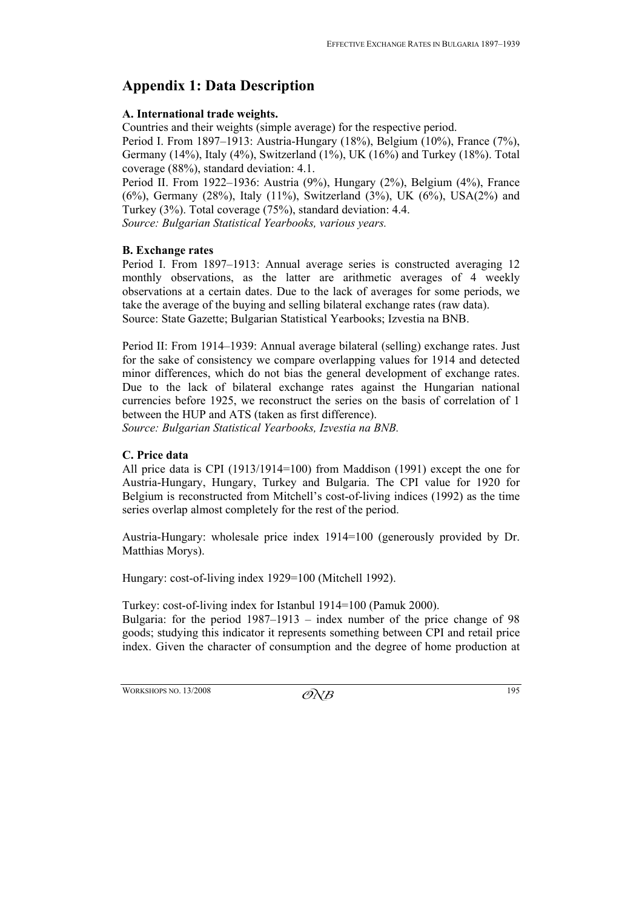# Appendix 1: Data Description

### A. International trade weights.

Countries and their weights (simple average) for the respective period.

Period I. From 1897–1913: Austria-Hungary (18%), Belgium (10%), France (7%), Germany (14%), Italy (4%), Switzerland (1%), UK (16%) and Turkey (18%). Total coverage (88%), standard deviation: 4.1.

Period II. From 1922–1936: Austria (9%), Hungary (2%), Belgium (4%), France (6%), Germany (28%), Italy (11%), Switzerland (3%), UK (6%), USA(2%) and Turkey (3%). Total coverage (75%), standard deviation: 4.4.

*Source: Bulgarian Statistical Yearbooks, various years.*

### B. Exchange rates

Period I. From 1897–1913: Annual average series is constructed averaging 12 monthly observations, as the latter are arithmetic averages of 4 weekly observations at a certain dates. Due to the lack of averages for some periods, we take the average of the buying and selling bilateral exchange rates (raw data).

Source: State Gazette; Bulgarian Statistical Yearbooks; Izvestia na BNB.

Period II: From 1914–1939: Annual average bilateral (selling) exchange rates. Just for the sake of consistency we compare overlapping values for 1914 and detected minor differences, which do not bias the general development of exchange rates. Due to the lack of bilateral exchange rates against the Hungarian national currencies before 1925, we reconstruct the series on the basis of correlation of 1 between the HUP and ATS (taken as first difference).

*Source: Bulgarian Statistical Yearbooks, Izvestia na BNB.*

### C. Price data

All price data is CPI (1913/1914=100) from Maddison (1991) except the one for Austria-Hungary, Hungary, Turkey and Bulgaria. The CPI value for 1920 for Belgium is reconstructed from Mitchell's cost-of-living indices (1992) as the time series overlap almost completely for the rest of the period.

Austria-Hungary: wholesale price index 1914=100 (generously provided by Dr. Matthias Morys).

Hungary: cost-of-living index 1929=100 (Mitchell 1992).

Turkey: cost-of-living index for Istanbul 1914=100 (Pamuk 2000).

Bulgaria: for the period 1987–1913 – index number of the price change of 98 goods; studying this indicator it represents something between CPI and retail price index. Given the character of consumption and the degree of home production at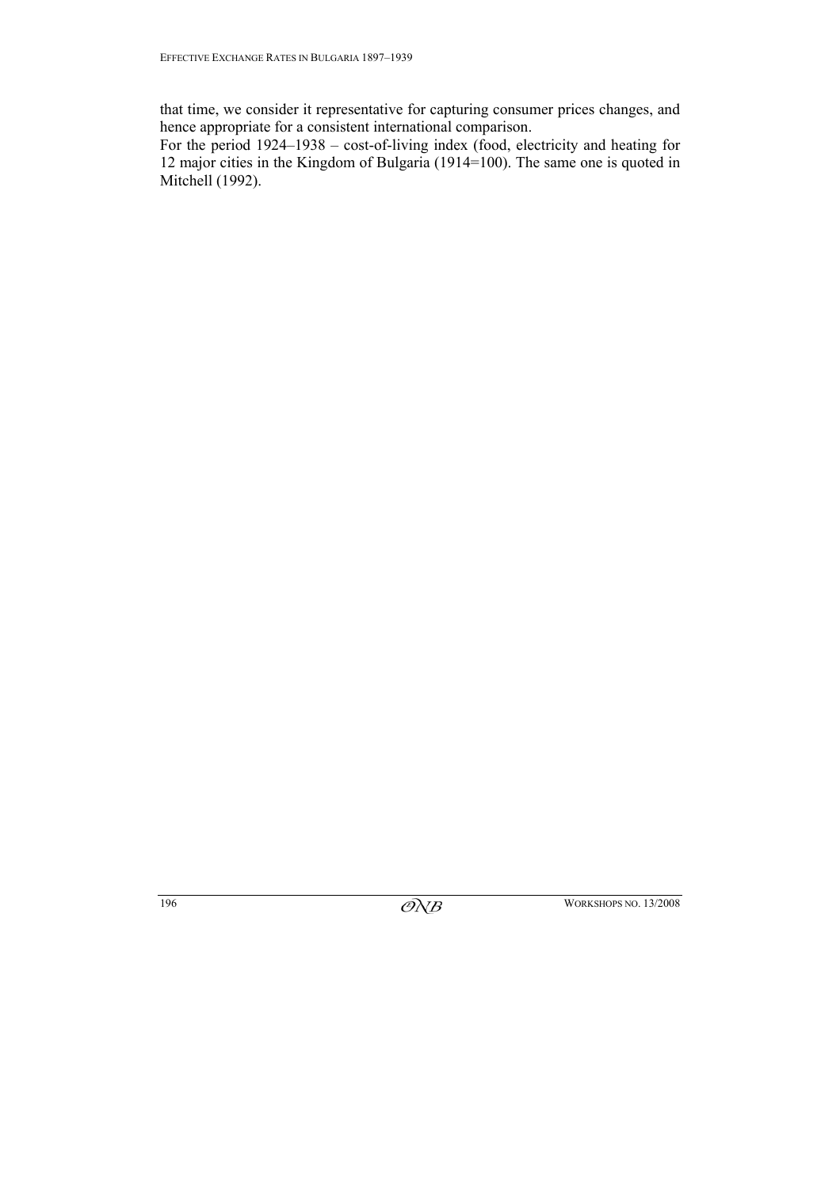that time, we consider it representative for capturing consumer prices changes, and hence appropriate for a consistent international comparison.

For the period 1924–1938 – cost-of-living index (food, electricity and heating for 12 major cities in the Kingdom of Bulgaria (1914=100). The same one is quoted in Mitchell (1992).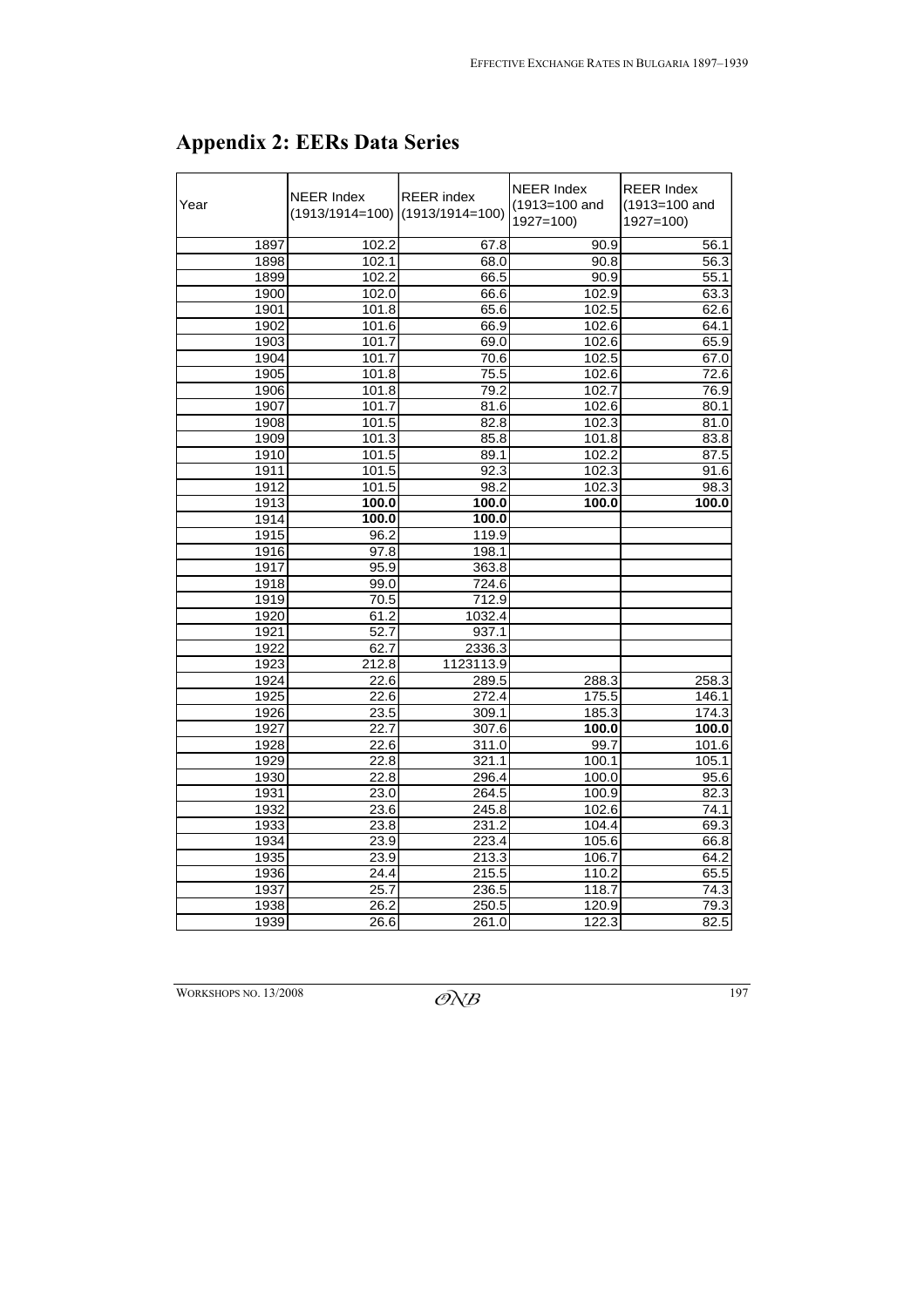## Appendix 2: EERs Data Series

| Year | NEER Index (1913/1914=100) | REER index (1913/1914=100) | NEER Index (1913=100 and 1927=100) | REER Index (1913=100 and 1927=100) |
|---|---|---|---|---|
| 1897 | 102.2 | 67.8 | 90.9 | 56.1 |
| 1898 | 102.1 | 68.0 | 90.8 | 56.3 |
| 1899 | 102.2 | 66.5 | 90.9 | 55.1 |
| 1900 | 102.0 | 66.6 | 102.9 | 63.3 |
| 1901 | 101.8 | 65.6 | 102.5 | 62.6 |
| 1902 | 101.6 | 66.9 | 102.6 | 64.1 |
| 1903 | 101.7 | 69.0 | 102.6 | 65.9 |
| 1904 | 101.7 | 70.6 | 102.5 | 67.0 |
| 1905 | 101.8 | 75.5 | 102.6 | 72.6 |
| 1906 | 101.8 | 79.2 | 102.7 | 76.9 |
| 1907 | 101.7 | 81.6 | 102.6 | 80.1 |
| 1908 | 101.5 | 82.8 | 102.3 | 81.0 |
| 1909 | 101.3 | 85.8 | 101.8 | 83.8 |
| 1910 | 101.5 | 89.1 | 102.2 | 87.5 |
| 1911 | 101.5 | 92.3 | 102.3 | 91.6 |
| 1912 | 101.5 | 98.2 | 102.3 | 98.3 |
| 1913 | **100.0** | **100.0** | **100.0** | **100.0** |
| 1914 | **100.0** | **100.0** | | |
| 1915 | 96.2 | 119.9 | | |
| 1916 | 97.8 | 198.1 | | |
| 1917 | 95.9 | 363.8 | | |
| 1918 | 99.0 | 724.6 | | |
| 1919 | 70.5 | 712.9 | | |
| 1920 | 61.2 | 1032.4 | | |
| 1921 | 52.7 | 937.1 | | |
| 1922 | 62.7 | 2336.3 | | |
| 1923 | 212.8 | 1123113.9 | | |
| 1924 | 22.6 | 289.5 | 288.3 | 258.3 |
| 1925 | 22.6 | 272.4 | 175.5 | 146.1 |
| 1926 | 23.5 | 309.1 | 185.3 | 174.3 |
| 1927 | 22.7 | 307.6 | **100.0** | **100.0** |
| 1928 | 22.6 | 311.0 | 99.7 | 101.6 |
| 1929 | 22.8 | 321.1 | 100.1 | 105.1 |
| 1930 | 22.8 | 296.4 | 100.0 | 95.6 |
| 1931 | 23.0 | 264.5 | 100.9 | 82.3 |
| 1932 | 23.6 | 245.8 | 102.6 | 74.1 |
| 1933 | 23.8 | 231.2 | 104.4 | 69.3 |
| 1934 | 23.9 | 223.4 | 105.6 | 66.8 |
| 1935 | 23.9 | 213.3 | 106.7 | 64.2 |
| 1936 | 24.4 | 215.5 | 110.2 | 65.5 |
| 1937 | 25.7 | 236.5 | 118.7 | 74.3 |
| 1938 | 26.2 | 250.5 | 120.9 | 79.3 |
| 1939 | 26.6 | 261.0 | 122.3 | 82.5 |